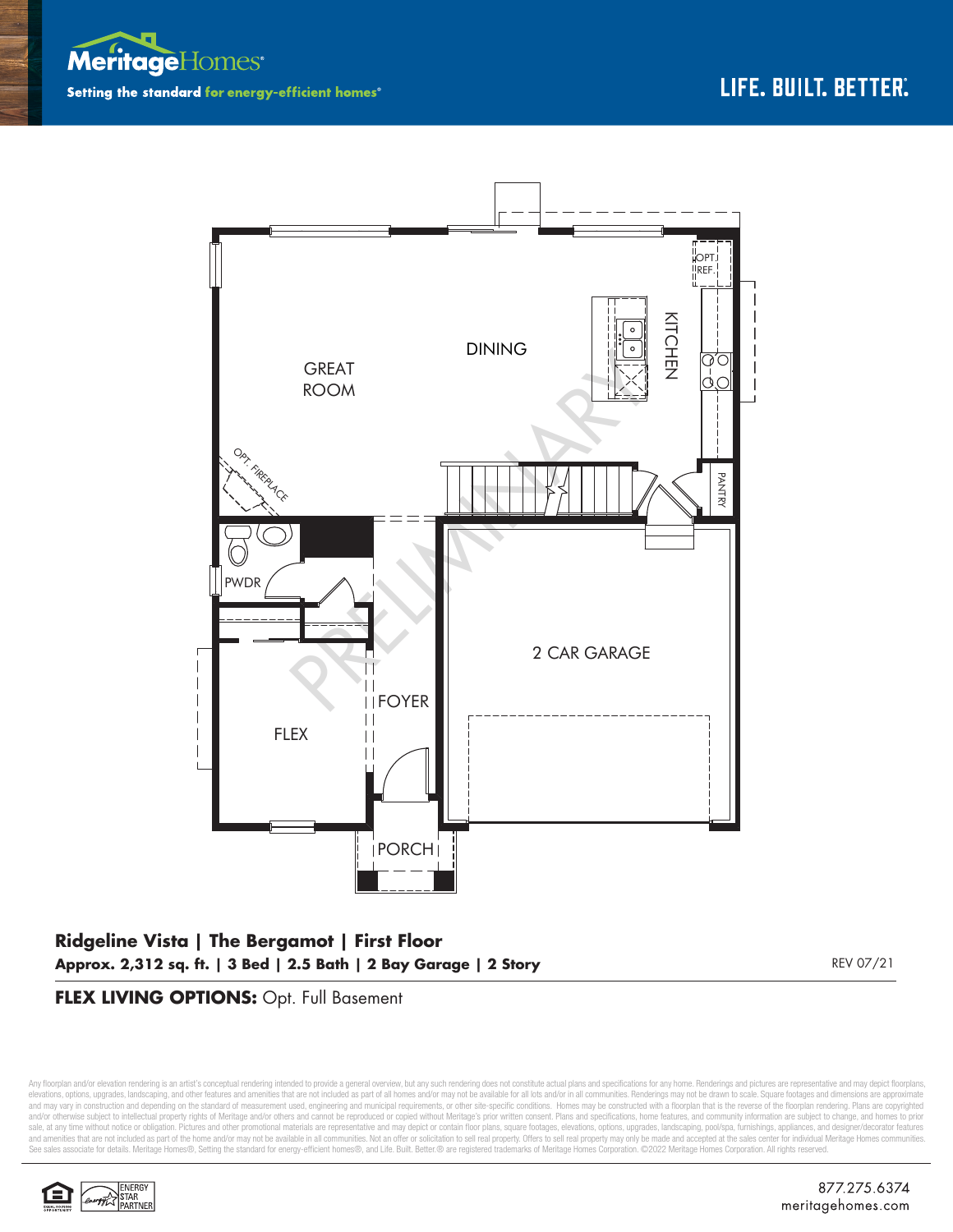Meritage Homes

Setting the standard for energy-efficient homes®

LIFE. BUILT. BETTER.®

GREAT ROOM

DINING

KITCHEN

OPT. REF.

PANTRY

OPT. FIREPLACE

PWDR

FLEX

FOYER

2 CAR GARAGE

PORCH

PRELIMINARY

## Ridgeline Vista | The Bergamot | First Floor

**Approx. 2,312 sq. ft. | 3 Bed | 2.5 Bath | 2 Bay Garage | 2 Story**

REV 07/21

**FLEX LIVING OPTIONS:** Opt. Full Basement

Any floorplan and/or elevation rendering is an artist's conceptual rendering intended to provide a general overview, but any such rendering does not constitute actual plans and specifications for any home. Renderings and pictures are representative and may depict floorplans, elevations, options, upgrades, landscaping, and other features and amenities that are not included as part of all homes and/or may not be available for all lots and/or in all communities. Renderings may not be drawn to scale. Square footages and dimensions are approximate and may vary in construction and depending on the standard of measurement used, engineering and municipal requirements, or other site-specific conditions. Homes may be constructed with a floorplan that is the reverse of the floorplan rendering. Plans are copyrighted and/or otherwise subject to intellectual property rights of Meritage and/or others and cannot be reproduced or copied without Meritage's prior written consent. Plans and specifications, home features, and community information are subject to change, and homes to prior sale, at any time without notice or obligation. Pictures and other promotional materials are representative and may depict or contain floor plans, square footages, elevations, options, upgrades, landscaping, pool/spa, furnishings, appliances, and designer/decorator features and amenities that are not included as part of the home and/or may not be available in all communities. Not an offer or solicitation to sell real property. Offers to sell real property may only be made and accepted at the sales center for individual Meritage Homes communities. See sales associate for details. Meritage Homes®, Setting the standard for energy-efficient homes®, and Life. Built. Better.® are registered trademarks of Meritage Homes Corporation. ©2022 Meritage Homes Corporation. All rights reserved.

ENERGY STAR PARTNER

877.275.6374
meritagehomes.com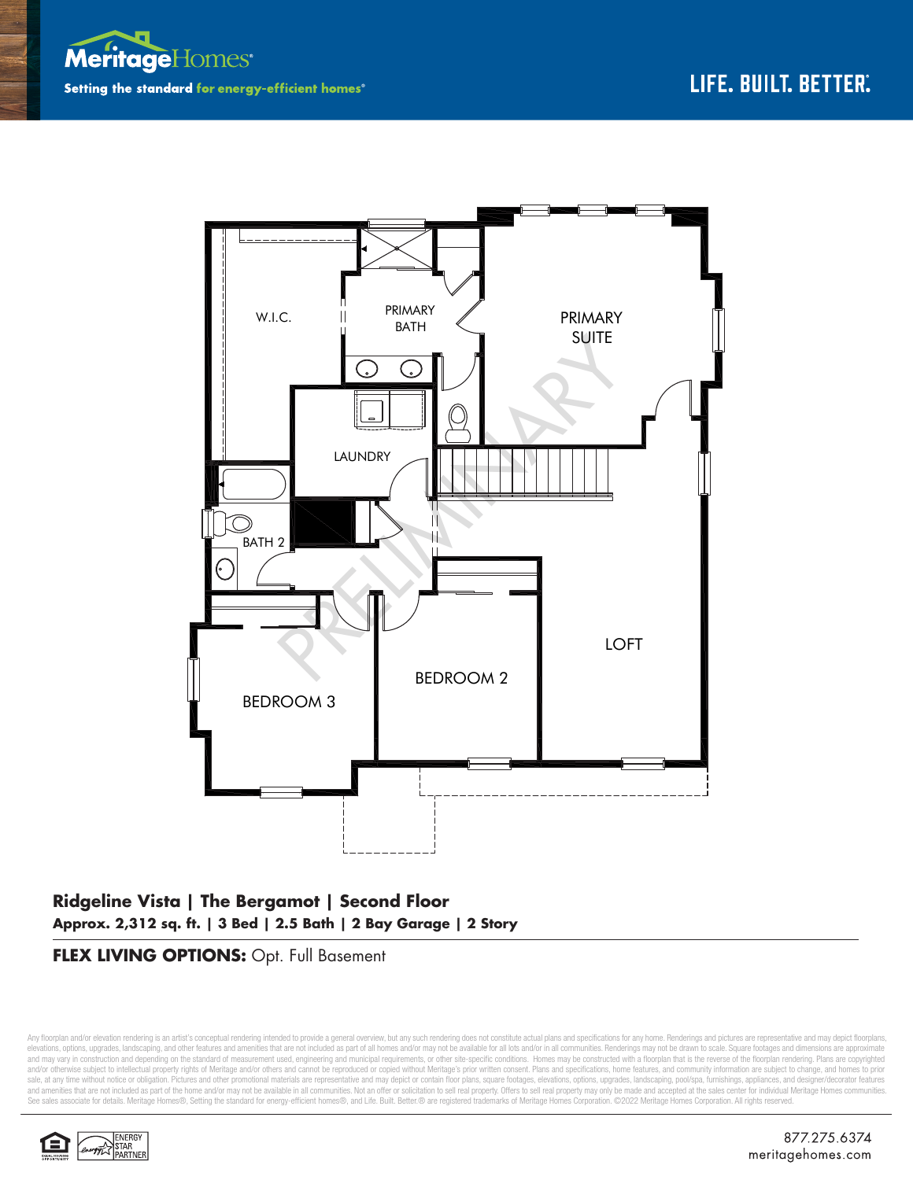Meritage Homes

Setting the standard for energy-efficient homes®

LIFE. BUILT. BETTER.

W.I.C.

PRIMARY BATH

PRIMARY SUITE

LAUNDRY

BATH 2

LOFT

BEDROOM 2

BEDROOM 3

PRELIMINARY

**Ridgeline Vista | The Bergamot | Second Floor**

**Approx. 2,312 sq. ft. | 3 Bed | 2.5 Bath | 2 Bay Garage | 2 Story**

**FLEX LIVING OPTIONS:** Opt. Full Basement

Any floorplan and/or elevation rendering is an artist's conceptual rendering intended to provide a general overview, but any such rendering does not constitute actual plans and specifications for any home. Renderings and pictures are representative and may depict floorplans, elevations, options, upgrades, landscaping, and other features and amenities that are not included as part of all homes and/or may not be available for all lots and/or in all communities. Renderings may not be drawn to scale. Square footages and dimensions are approximate and may vary in construction and depending on the standard of measurement used, engineering and municipal requirements, or other site-specific conditions. Homes may be constructed with a floorplan that is the reverse of the floorplan rendering. Plans are copyrighted and/or otherwise subject to intellectual property rights of Meritage and/or others and cannot be reproduced or copied without Meritage's prior written consent. Plans and specifications, home features, and community information are subject to change, and homes to prior sale, at any time without notice or obligation. Pictures and other promotional materials are representative and may depict or contain floor plans, square footages, elevations, options, upgrades, landscaping, pool/spa, furnishings, appliances, and designer/decorator features and amenities that are not included as part of the home and/or may not be available in all communities. Not an offer or solicitation to sell real property. Offers to sell real property may only be made and accepted at the sales center for individual Meritage Homes communities. See sales associate for details. Meritage Homes®, Setting the standard for energy-efficient homes®, and Life. Built. Better.® are registered trademarks of Meritage Homes Corporation. ©2022 Meritage Homes Corporation. All rights reserved.

ENERGY STAR PARTNER

877.275.6374
meritagehomes.com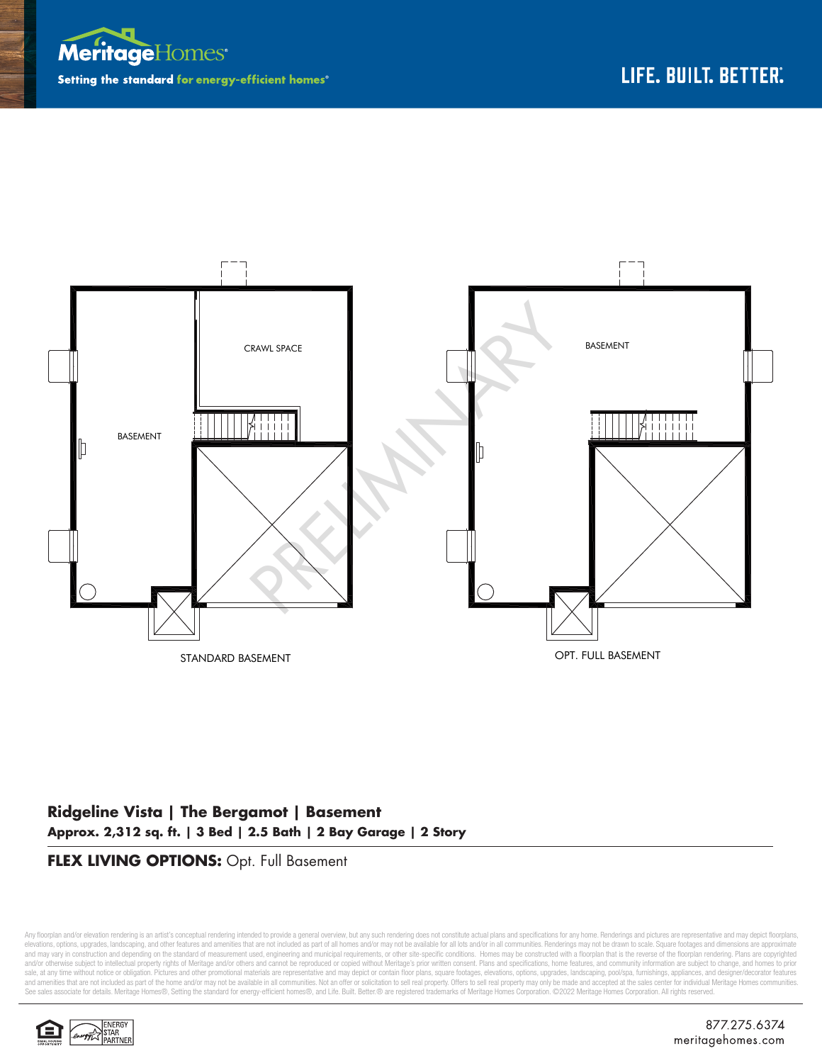MeritageHomes®

Setting the standard for energy-efficient homes®

LIFE. BUILT. BETTER.®

CRAWL SPACE

BASEMENT

STANDARD BASEMENT

BASEMENT

OPT. FULL BASEMENT

PRELIMINARY

## Ridgeline Vista | The Bergamot | Basement

**Approx. 2,312 sq. ft. | 3 Bed | 2.5 Bath | 2 Bay Garage | 2 Story**

**FLEX LIVING OPTIONS:** Opt. Full Basement

Any floorplan and/or elevation rendering is an artist's conceptual rendering intended to provide a general overview, but any such rendering does not constitute actual plans and specifications for any home. Renderings and pictures are representative and may depict floorplans, elevations, options, upgrades, landscaping, and other features and amenities that are not included as part of all homes and/or may not be available for all lots and/or in all communities. Renderings may not be drawn to scale. Square footages and dimensions are approximate and may vary in construction and depending on the standard of measurement used, engineering and municipal requirements, or other site-specific conditions. Homes may be constructed with a floorplan that is the reverse of the floorplan rendering. Plans are copyrighted and/or otherwise subject to intellectual property rights of Meritage and/or others and cannot be reproduced or copied without Meritage's prior written consent. Plans and specifications, home features, and community information are subject to change, and homes to prior sale, at any time without notice or obligation. Pictures and other promotional materials are representative and may depict or contain floor plans, square footages, elevations, options, upgrades, landscaping, pool/spa, furnishings, appliances, and designer/decorator features and amenities that are not included as part of the home and/or may not be available in all communities. Not an offer or solicitation to sell real property. Offers to sell real property may only be made and accepted at the sales center for individual Meritage Homes communities. See sales associate for details. Meritage Homes®, Setting the standard for energy-efficient homes®, and Life. Built. Better.® are registered trademarks of Meritage Homes Corporation. ©2022 Meritage Homes Corporation. All rights reserved.

ENERGY STAR PARTNER

877.275.6374

meritagehomes.com